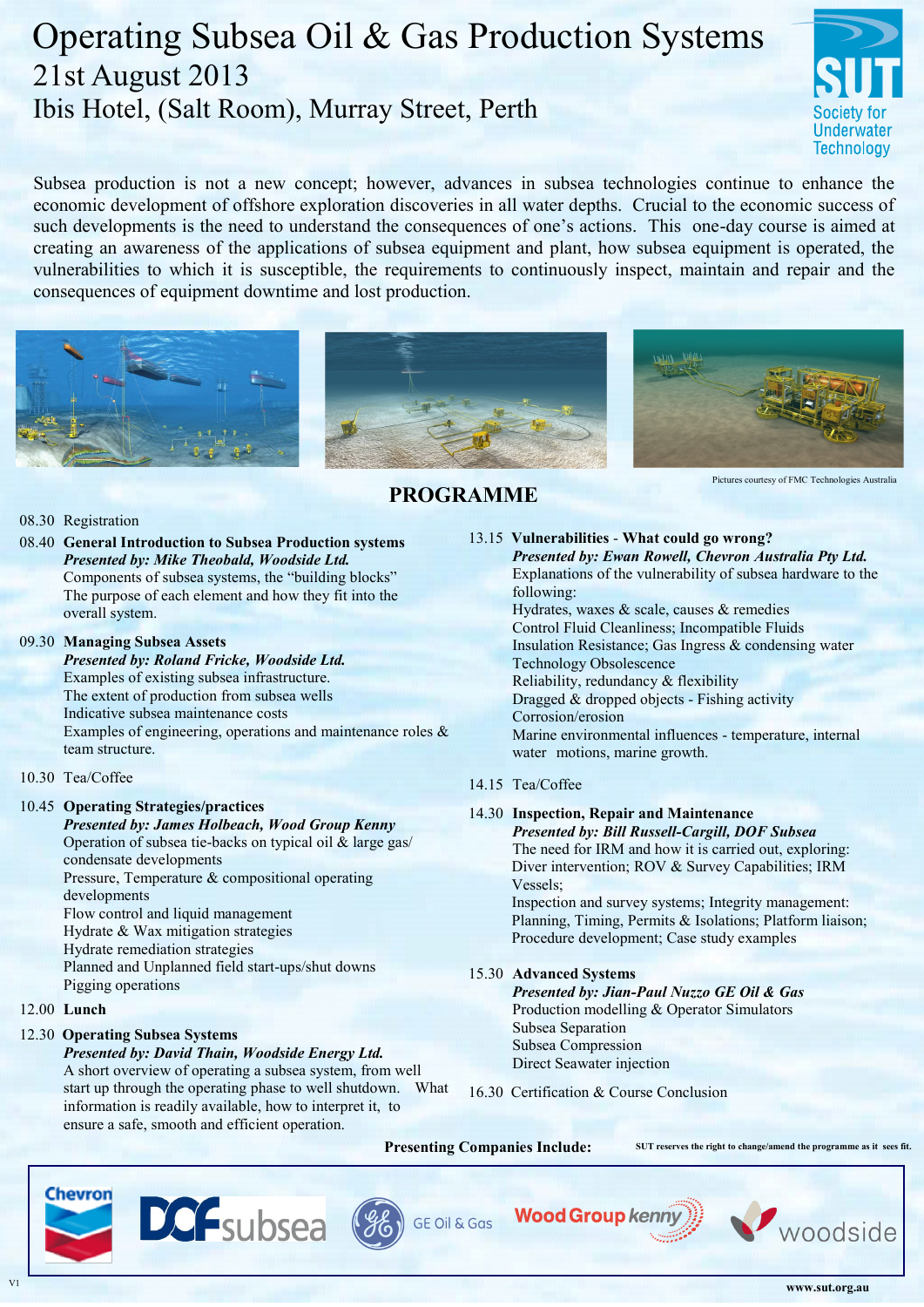# Operating Subsea Oil & Gas Production Systems

## 21st August 2013

## Ibis Hotel, (Salt Room), Murray Street, Perth

SUT Society for Underwater Technology

Subsea production is not a new concept; however, advances in subsea technologies continue to enhance the economic development of offshore exploration discoveries in all water depths. Crucial to the economic success of such developments is the need to understand the consequences of one's actions. This one-day course is aimed at creating an awareness of the applications of subsea equipment and plant, how subsea equipment is operated, the vulnerabilities to which it is susceptible, the requirements to continuously inspect, maintain and repair and the consequences of equipment downtime and lost production.

Pictures courtesy of FMC Technologies Australia

## PROGRAMME

08.30 Registration

08.40 **General Introduction to Subsea Production systems**
***Presented by: Mike Theobald, Woodside Ltd.***
Components of subsea systems, the "building blocks"
The purpose of each element and how they fit into the overall system.

09.30 **Managing Subsea Assets**
***Presented by: Roland Fricke, Woodside Ltd.***
Examples of existing subsea infrastructure.
The extent of production from subsea wells
Indicative subsea maintenance costs
Examples of engineering, operations and maintenance roles & team structure.

10.30 Tea/Coffee

10.45 **Operating Strategies/practices**
***Presented by: James Holbeach, Wood Group Kenny***
Operation of subsea tie-backs on typical oil & large gas/condensate developments
Pressure, Temperature & compositional operating developments
Flow control and liquid management
Hydrate & Wax mitigation strategies
Hydrate remediation strategies
Planned and Unplanned field start-ups/shut downs
Pigging operations

12.00 **Lunch**

12.30 **Operating Subsea Systems**
***Presented by: David Thain, Woodside Energy Ltd.***
A short overview of operating a subsea system, from well start up through the operating phase to well shutdown. What information is readily available, how to interpret it, to ensure a safe, smooth and efficient operation.

13.15 **Vulnerabilities - What could go wrong?**
***Presented by: Ewan Rowell, Chevron Australia Pty Ltd.***
Explanations of the vulnerability of subsea hardware to the following:
Hydrates, waxes & scale, causes & remedies
Control Fluid Cleanliness; Incompatible Fluids
Insulation Resistance; Gas Ingress & condensing water
Technology Obsolescence
Reliability, redundancy & flexibility
Dragged & dropped objects - Fishing activity
Corrosion/erosion
Marine environmental influences - temperature, internal water motions, marine growth.

14.15 Tea/Coffee

14.30 **Inspection, Repair and Maintenance**
***Presented by: Bill Russell-Cargill, DOF Subsea***
The need for IRM and how it is carried out, exploring:
Diver intervention; ROV & Survey Capabilities; IRM Vessels;
Inspection and survey systems; Integrity management: Planning, Timing, Permits & Isolations; Platform liaison; Procedure development; Case study examples

15.30 **Advanced Systems**
***Presented by: Jian-Paul Nuzzo GE Oil & Gas***
Production modelling & Operator Simulators
Subsea Separation
Subsea Compression
Direct Seawater injection

16.30 Certification & Course Conclusion

**Presenting Companies Include:**

**SUT reserves the right to change/amend the programme as it sees fit.**

Chevron | DOF subsea | GE Oil & Gas | Wood Group kenny | woodside

V1

**www.sut.org.au**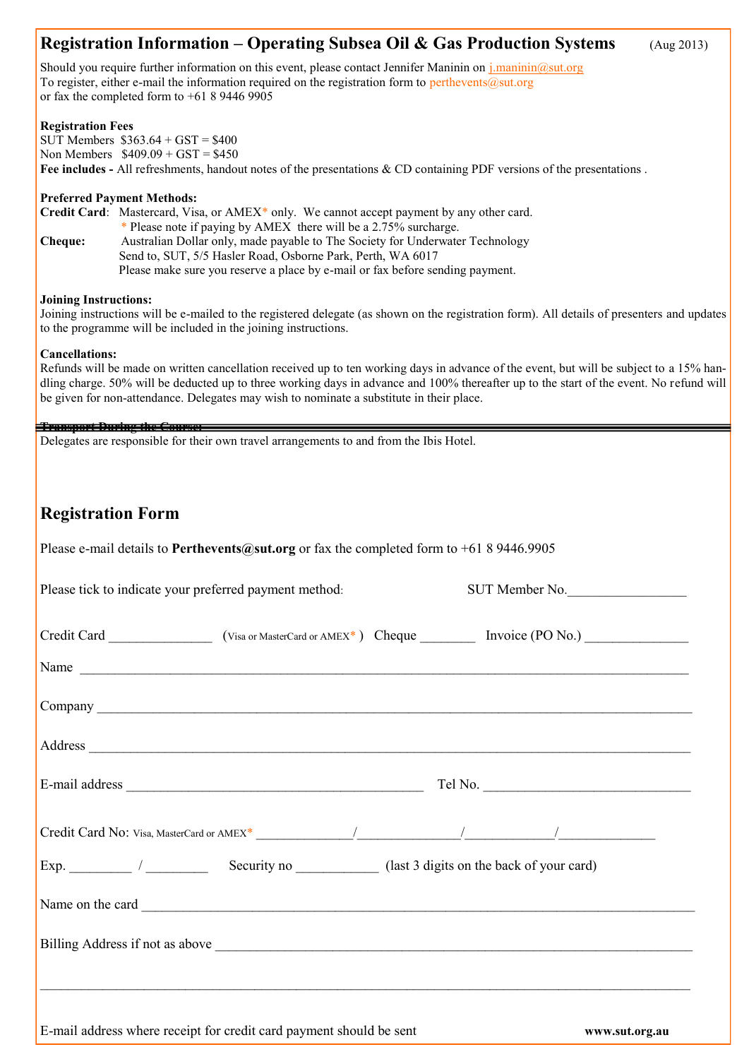## Registration Information – Operating Subsea Oil & Gas Production Systems (Aug 2013)

Should you require further information on this event, please contact Jennifer Maninin on j.maninin@sut.org
To register, either e-mail the information required on the registration form to perthevents@sut.org
or fax the completed form to +61 8 9446 9905

**Registration Fees**
SUT Members $363.64 + GST = $400
Non Members $409.09 + GST = $450
**Fee includes -** All refreshments, handout notes of the presentations & CD containing PDF versions of the presentations .

**Preferred Payment Methods:**
**Credit Card**: Mastercard, Visa, or AMEX* only. We cannot accept payment by any other card.
\* Please note if paying by AMEX there will be a 2.75% surcharge.
**Cheque:** Australian Dollar only, made payable to The Society for Underwater Technology
Send to, SUT, 5/5 Hasler Road, Osborne Park, Perth, WA 6017
Please make sure you reserve a place by e-mail or fax before sending payment.

**Joining Instructions:**
Joining instructions will be e-mailed to the registered delegate (as shown on the registration form). All details of presenters and updates to the programme will be included in the joining instructions.

**Cancellations:**
Refunds will be made on written cancellation received up to ten working days in advance of the event, but will be subject to a 15% handling charge. 50% will be deducted up to three working days in advance and 100% thereafter up to the start of the event. No refund will be given for non-attendance. Delegates may wish to nominate a substitute in their place.

**Transport During the Course:**
Delegates are responsible for their own travel arrangements to and from the Ibis Hotel.

## Registration Form

Please e-mail details to **Perthevents@sut.org** or fax the completed form to +61 8 9446.9905

Please tick to indicate your preferred payment method: SUT Member No.________________

Credit Card ______________ (Visa or MasterCard or AMEX* ) Cheque ________ Invoice (PO No.) ______________

Name ____________________________________________________________________________

Company _________________________________________________________________________

Address __________________________________________________________________________

E-mail address ________________________________________ Tel No. ___________________________

Credit Card No: Visa, MasterCard or AMEX* _____________/______________/____________/_____________

Exp. _________ / _________ Security no ____________ (last 3 digits on the back of your card)

Name on the card ______________________________________________________________________

Billing Address if not as above ______________________________________________________________

_____________________________________________________________________________________

E-mail address where receipt for credit card payment should be sent

**www.sut.org.au**